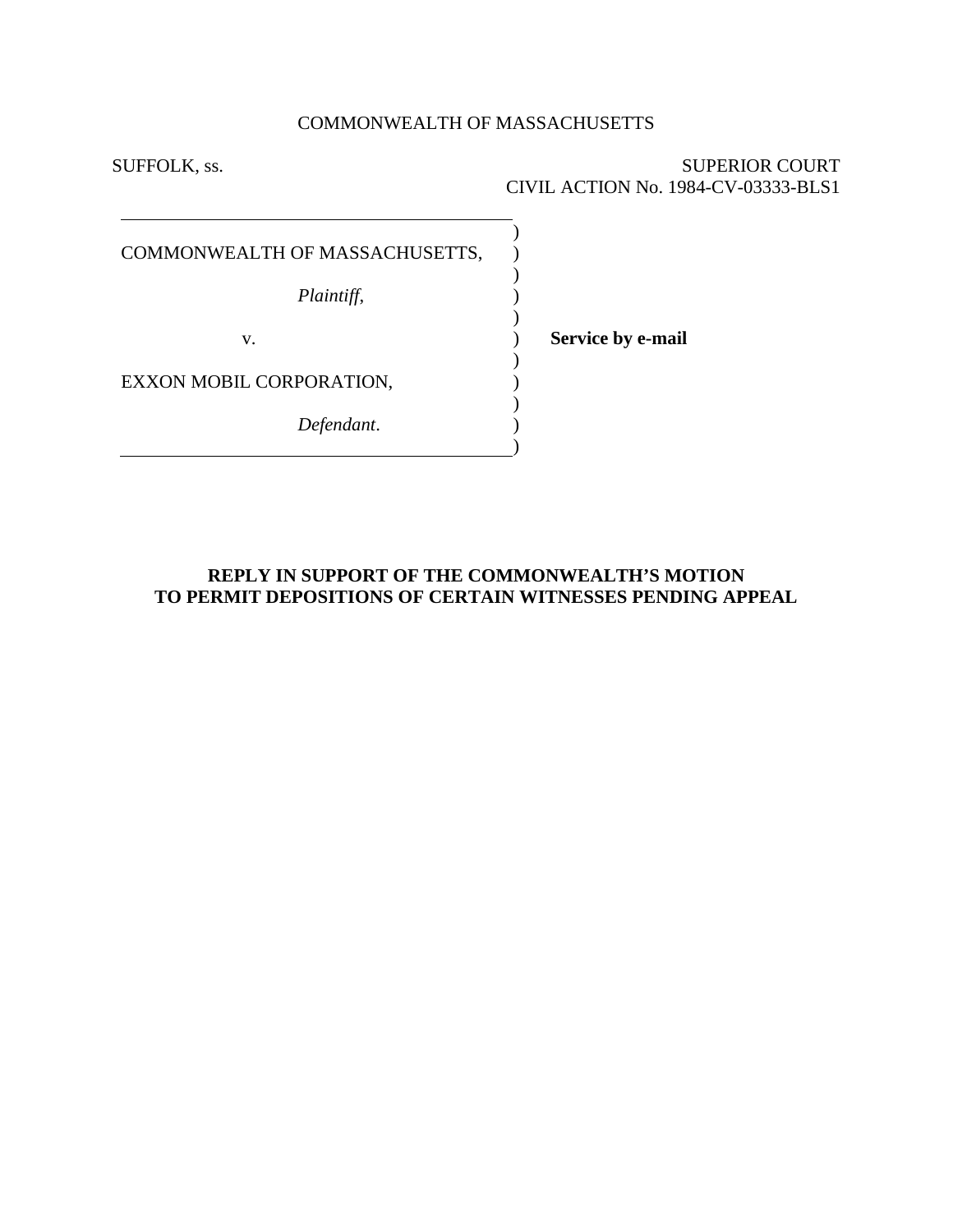COMMONWEALTH OF MASSACHUSETTS

SUFFOLK, ss.

SUPERIOR COURT
CIVIL ACTION No. 1984-CV-03333-BLS1

COMMONWEALTH OF MASSACHUSETTS,

*Plaintiff*,

v.

EXXON MOBIL CORPORATION,

*Defendant*.

**Service by e-mail**

**REPLY IN SUPPORT OF THE COMMONWEALTH'S MOTION TO PERMIT DEPOSITIONS OF CERTAIN WITNESSES PENDING APPEAL**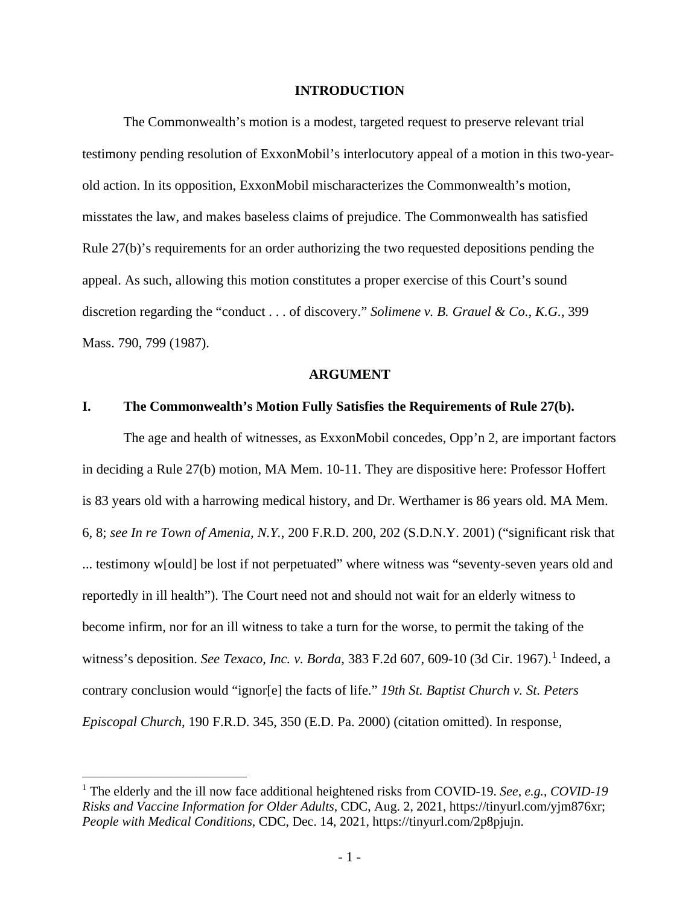## INTRODUCTION

The Commonwealth's motion is a modest, targeted request to preserve relevant trial testimony pending resolution of ExxonMobil's interlocutory appeal of a motion in this two-year-old action. In its opposition, ExxonMobil mischaracterizes the Commonwealth's motion, misstates the law, and makes baseless claims of prejudice. The Commonwealth has satisfied Rule 27(b)'s requirements for an order authorizing the two requested depositions pending the appeal. As such, allowing this motion constitutes a proper exercise of this Court's sound discretion regarding the "conduct . . . of discovery." *Solimene v. B. Grauel & Co., K.G.*, 399 Mass. 790, 799 (1987).

## ARGUMENT

### I. The Commonwealth's Motion Fully Satisfies the Requirements of Rule 27(b).

The age and health of witnesses, as ExxonMobil concedes, Opp'n 2, are important factors in deciding a Rule 27(b) motion, MA Mem. 10-11. They are dispositive here: Professor Hoffert is 83 years old with a harrowing medical history, and Dr. Werthamer is 86 years old. MA Mem. 6, 8; *see In re Town of Amenia, N.Y.*, 200 F.R.D. 200, 202 (S.D.N.Y. 2001) ("significant risk that ... testimony w[ould] be lost if not perpetuated" where witness was "seventy-seven years old and reportedly in ill health"). The Court need not and should not wait for an elderly witness to become infirm, nor for an ill witness to take a turn for the worse, to permit the taking of the witness's deposition. *See Texaco, Inc. v. Borda*, 383 F.2d 607, 609-10 (3d Cir. 1967).[1] Indeed, a contrary conclusion would "ignor[e] the facts of life." *19th St. Baptist Church v. St. Peters Episcopal Church*, 190 F.R.D. 345, 350 (E.D. Pa. 2000) (citation omitted). In response,

[1] The elderly and the ill now face additional heightened risks from COVID-19. *See, e.g.*, *COVID-19 Risks and Vaccine Information for Older Adults*, CDC, Aug. 2, 2021, https://tinyurl.com/yjm876xr; *People with Medical Conditions*, CDC, Dec. 14, 2021, https://tinyurl.com/2p8pjujn.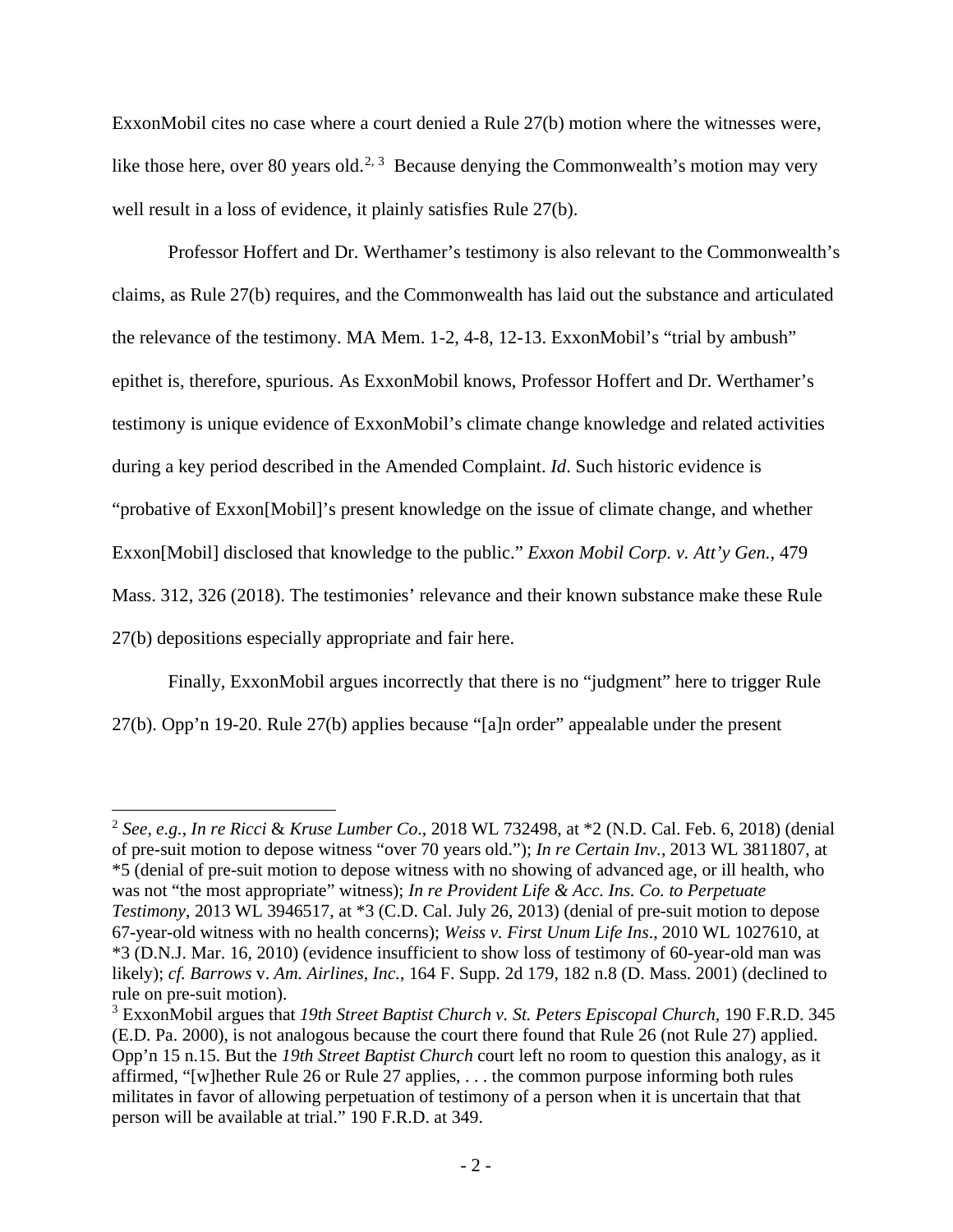ExxonMobil cites no case where a court denied a Rule 27(b) motion where the witnesses were, like those here, over 80 years old.[2, 3] Because denying the Commonwealth's motion may very well result in a loss of evidence, it plainly satisfies Rule 27(b).

Professor Hoffert and Dr. Werthamer's testimony is also relevant to the Commonwealth's claims, as Rule 27(b) requires, and the Commonwealth has laid out the substance and articulated the relevance of the testimony. MA Mem. 1-2, 4-8, 12-13. ExxonMobil's "trial by ambush" epithet is, therefore, spurious. As ExxonMobil knows, Professor Hoffert and Dr. Werthamer's testimony is unique evidence of ExxonMobil's climate change knowledge and related activities during a key period described in the Amended Complaint. *Id*. Such historic evidence is "probative of Exxon[Mobil]'s present knowledge on the issue of climate change, and whether Exxon[Mobil] disclosed that knowledge to the public." *Exxon Mobil Corp. v. Att'y Gen.*, 479 Mass. 312, 326 (2018). The testimonies' relevance and their known substance make these Rule 27(b) depositions especially appropriate and fair here.

Finally, ExxonMobil argues incorrectly that there is no "judgment" here to trigger Rule 27(b). Opp'n 19-20. Rule 27(b) applies because "[a]n order" appealable under the present

---

[2] *See, e.g.*, *In re Ricci* & *Kruse Lumber Co*., 2018 WL 732498, at *2 (N.D. Cal. Feb. 6, 2018) (denial of pre-suit motion to depose witness "over 70 years old."); *In re Certain Inv.*, 2013 WL 3811807, at *5 (denial of pre-suit motion to depose witness with no showing of advanced age, or ill health, who was not "the most appropriate" witness); *In re Provident Life & Acc. Ins. Co. to Perpetuate Testimony*, 2013 WL 3946517, at *3 (C.D. Cal. July 26, 2013) (denial of pre-suit motion to depose 67-year-old witness with no health concerns); *Weiss v. First Unum Life Ins*., 2010 WL 1027610, at *3 (D.N.J. Mar. 16, 2010) (evidence insufficient to show loss of testimony of 60-year-old man was likely); *cf. Barrows* v. *Am. Airlines*, *Inc.*, 164 F. Supp. 2d 179, 182 n.8 (D. Mass. 2001) (declined to rule on pre-suit motion).

[3] ExxonMobil argues that *19th Street Baptist Church v. St. Peters Episcopal Church*, 190 F.R.D. 345 (E.D. Pa. 2000), is not analogous because the court there found that Rule 26 (not Rule 27) applied. Opp'n 15 n.15. But the *19th Street Baptist Church* court left no room to question this analogy, as it affirmed, "[w]hether Rule 26 or Rule 27 applies, . . . the common purpose informing both rules militates in favor of allowing perpetuation of testimony of a person when it is uncertain that that person will be available at trial." 190 F.R.D. at 349.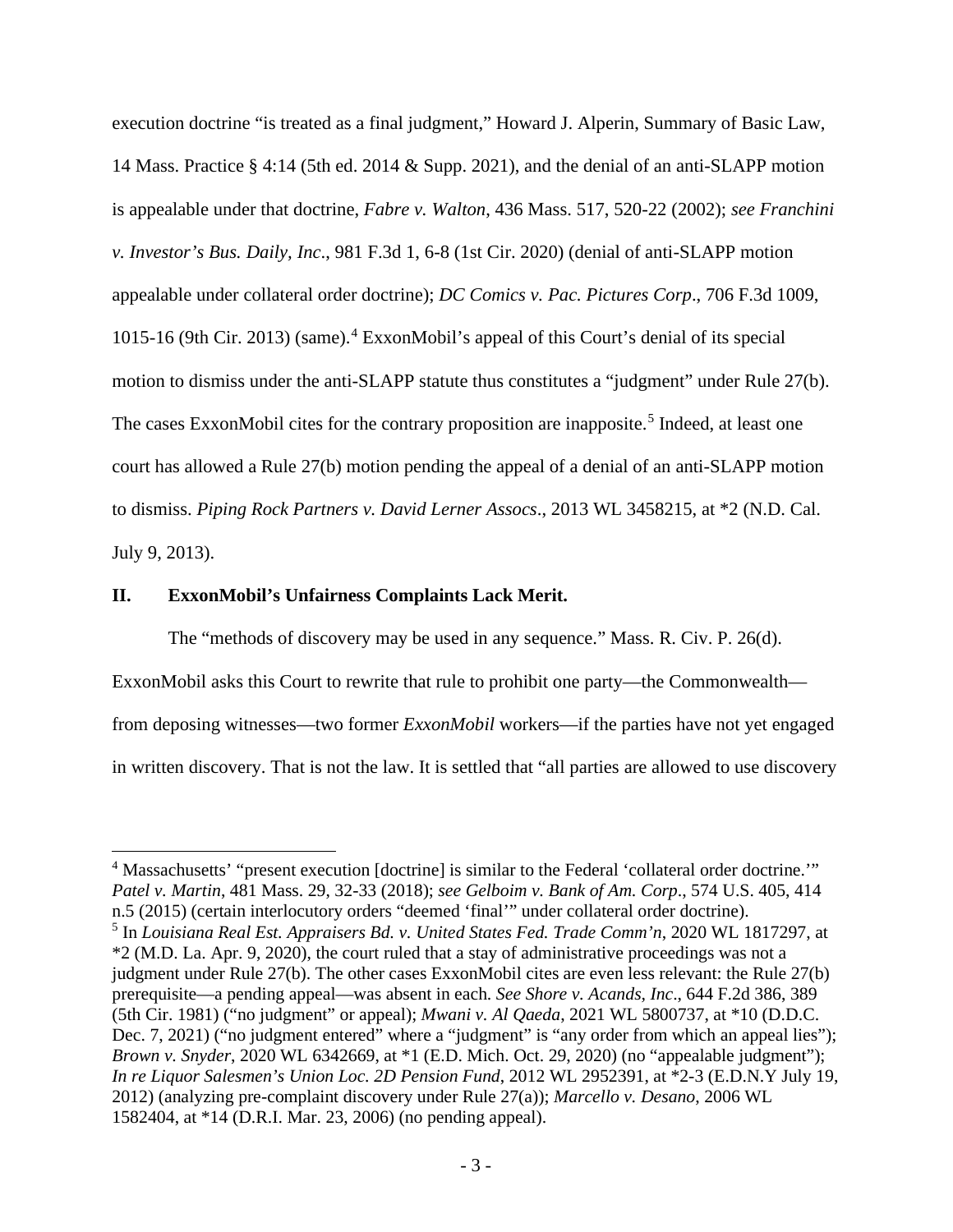execution doctrine "is treated as a final judgment," Howard J. Alperin, Summary of Basic Law, 14 Mass. Practice § 4:14 (5th ed. 2014 & Supp. 2021), and the denial of an anti-SLAPP motion is appealable under that doctrine, *Fabre v. Walton*, 436 Mass. 517, 520-22 (2002); *see Franchini v. Investor's Bus. Daily, Inc*., 981 F.3d 1, 6-8 (1st Cir. 2020) (denial of anti-SLAPP motion appealable under collateral order doctrine); *DC Comics v. Pac. Pictures Corp*., 706 F.3d 1009, 1015-16 (9th Cir. 2013) (same).[4] ExxonMobil's appeal of this Court's denial of its special motion to dismiss under the anti-SLAPP statute thus constitutes a "judgment" under Rule 27(b). The cases ExxonMobil cites for the contrary proposition are inapposite.[5] Indeed, at least one court has allowed a Rule 27(b) motion pending the appeal of a denial of an anti-SLAPP motion to dismiss. *Piping Rock Partners v. David Lerner Assocs*., 2013 WL 3458215, at *2 (N.D. Cal. July 9, 2013).

## II. ExxonMobil's Unfairness Complaints Lack Merit.

The "methods of discovery may be used in any sequence." Mass. R. Civ. P. 26(d). ExxonMobil asks this Court to rewrite that rule to prohibit one party—the Commonwealth—from deposing witnesses—two former *ExxonMobil* workers—if the parties have not yet engaged in written discovery. That is not the law. It is settled that "all parties are allowed to use discovery

---

[4] Massachusetts' "present execution [doctrine] is similar to the Federal 'collateral order doctrine.'" *Patel v. Martin*, 481 Mass. 29, 32-33 (2018); *see Gelboim v. Bank of Am. Corp*., 574 U.S. 405, 414 n.5 (2015) (certain interlocutory orders "deemed 'final'" under collateral order doctrine).

[5] In *Louisiana Real Est. Appraisers Bd. v. United States Fed. Trade Comm'n*, 2020 WL 1817297, at *2 (M.D. La. Apr. 9, 2020), the court ruled that a stay of administrative proceedings was not a judgment under Rule 27(b). The other cases ExxonMobil cites are even less relevant: the Rule 27(b) prerequisite—a pending appeal—was absent in each. *See Shore v. Acands, Inc*., 644 F.2d 386, 389 (5th Cir. 1981) ("no judgment" or appeal); *Mwani v. Al Qaeda*, 2021 WL 5800737, at *10 (D.D.C. Dec. 7, 2021) ("no judgment entered" where a "judgment" is "any order from which an appeal lies"); *Brown v. Snyder*, 2020 WL 6342669, at *1 (E.D. Mich. Oct. 29, 2020) (no "appealable judgment"); *In re Liquor Salesmen's Union Loc. 2D Pension Fund*, 2012 WL 2952391, at *2-3 (E.D.N.Y July 19, 2012) (analyzing pre-complaint discovery under Rule 27(a)); *Marcello v. Desano*, 2006 WL 1582404, at *14 (D.R.I. Mar. 23, 2006) (no pending appeal).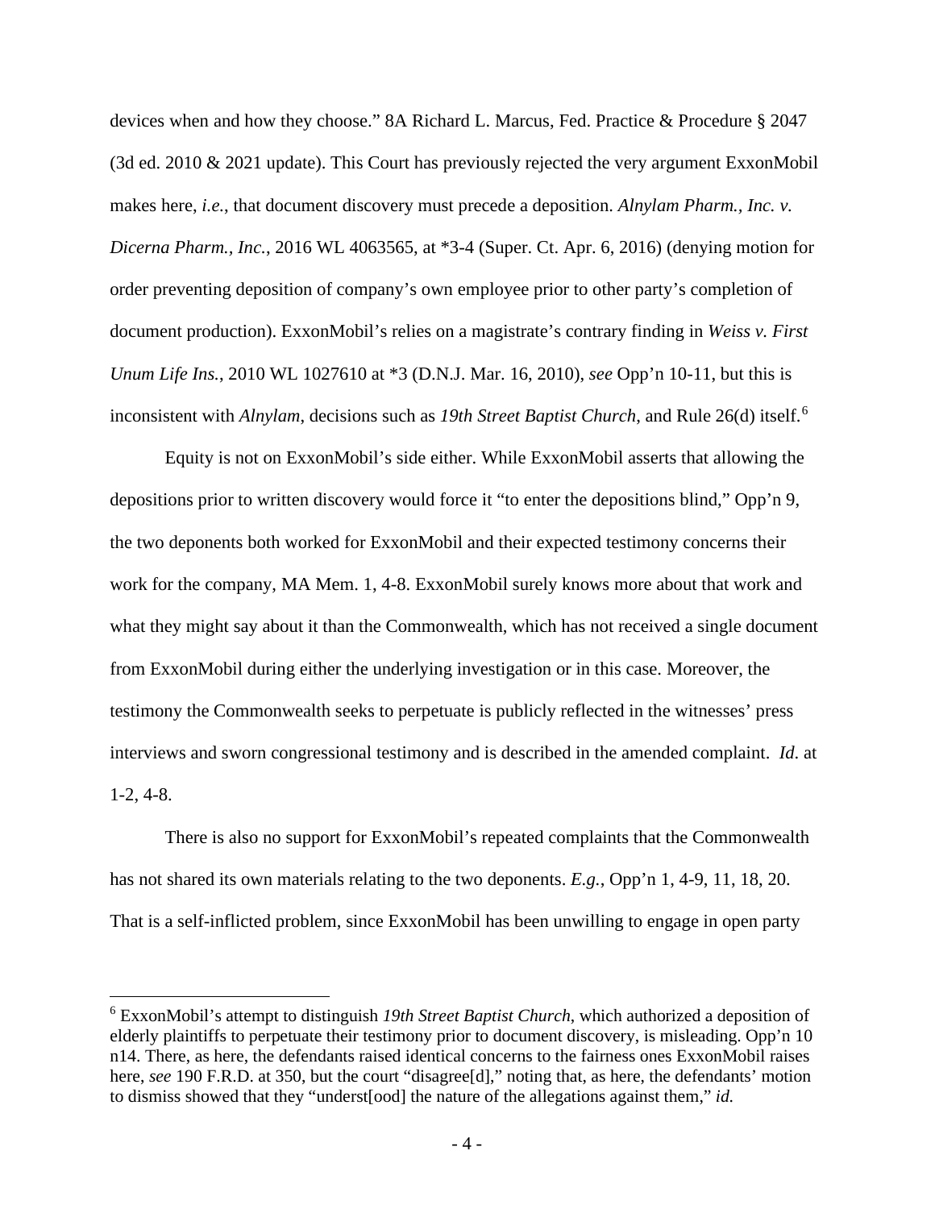devices when and how they choose." 8A Richard L. Marcus, Fed. Practice & Procedure § 2047 (3d ed. 2010 & 2021 update). This Court has previously rejected the very argument ExxonMobil makes here, *i.e.*, that document discovery must precede a deposition. *Alnylam Pharm., Inc. v. Dicerna Pharm., Inc.*, 2016 WL 4063565, at *3-4 (Super. Ct. Apr. 6, 2016) (denying motion for order preventing deposition of company's own employee prior to other party's completion of document production). ExxonMobil's relies on a magistrate's contrary finding in *Weiss v. First Unum Life Ins.*, 2010 WL 1027610 at *3 (D.N.J. Mar. 16, 2010), *see* Opp'n 10-11, but this is inconsistent with *Alnylam*, decisions such as *19th Street Baptist Church*, and Rule 26(d) itself.[6]

Equity is not on ExxonMobil's side either. While ExxonMobil asserts that allowing the depositions prior to written discovery would force it "to enter the depositions blind," Opp'n 9, the two deponents both worked for ExxonMobil and their expected testimony concerns their work for the company, MA Mem. 1, 4-8. ExxonMobil surely knows more about that work and what they might say about it than the Commonwealth, which has not received a single document from ExxonMobil during either the underlying investigation or in this case. Moreover, the testimony the Commonwealth seeks to perpetuate is publicly reflected in the witnesses' press interviews and sworn congressional testimony and is described in the amended complaint. *Id*. at 1-2, 4-8.

There is also no support for ExxonMobil's repeated complaints that the Commonwealth has not shared its own materials relating to the two deponents. *E.g.*, Opp'n 1, 4-9, 11, 18, 20. That is a self-inflicted problem, since ExxonMobil has been unwilling to engage in open party

[6] ExxonMobil's attempt to distinguish *19th Street Baptist Church*, which authorized a deposition of elderly plaintiffs to perpetuate their testimony prior to document discovery, is misleading. Opp'n 10 n14. There, as here, the defendants raised identical concerns to the fairness ones ExxonMobil raises here, *see* 190 F.R.D. at 350, but the court "disagree[d]," noting that, as here, the defendants' motion to dismiss showed that they "underst[ood] the nature of the allegations against them," *id.*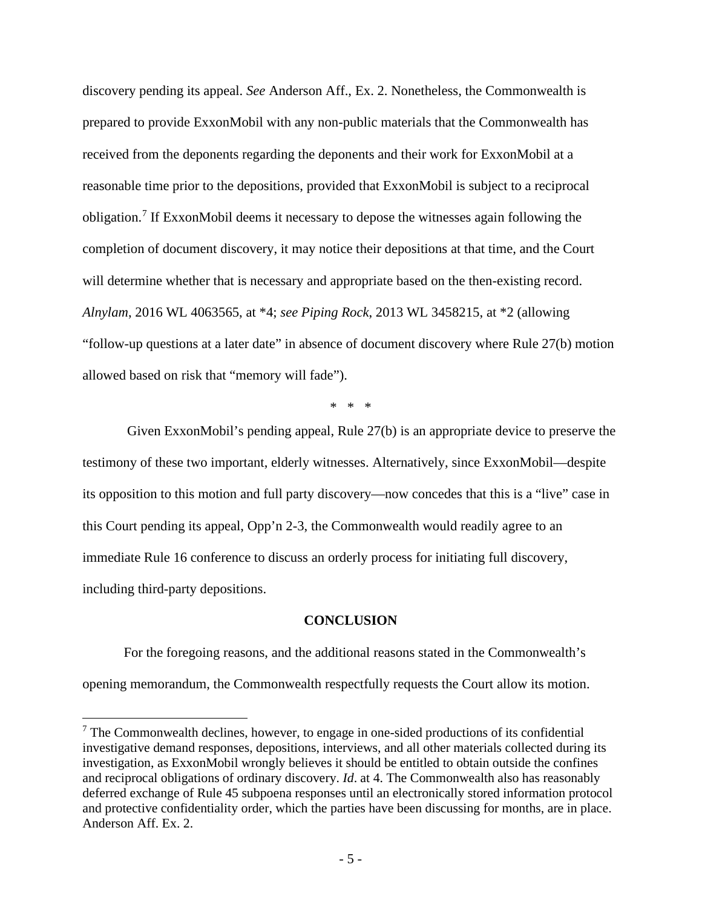discovery pending its appeal. *See* Anderson Aff., Ex. 2. Nonetheless, the Commonwealth is prepared to provide ExxonMobil with any non-public materials that the Commonwealth has received from the deponents regarding the deponents and their work for ExxonMobil at a reasonable time prior to the depositions, provided that ExxonMobil is subject to a reciprocal obligation.[7] If ExxonMobil deems it necessary to depose the witnesses again following the completion of document discovery, it may notice their depositions at that time, and the Court will determine whether that is necessary and appropriate based on the then-existing record. *Alnylam*, 2016 WL 4063565, at *4; *see Piping Rock*, 2013 WL 3458215, at *2 (allowing "follow-up questions at a later date" in absence of document discovery where Rule 27(b) motion allowed based on risk that "memory will fade").

\* \* \*

Given ExxonMobil's pending appeal, Rule 27(b) is an appropriate device to preserve the testimony of these two important, elderly witnesses. Alternatively, since ExxonMobil—despite its opposition to this motion and full party discovery—now concedes that this is a "live" case in this Court pending its appeal, Opp'n 2-3, the Commonwealth would readily agree to an immediate Rule 16 conference to discuss an orderly process for initiating full discovery, including third-party depositions.

**CONCLUSION**

For the foregoing reasons, and the additional reasons stated in the Commonwealth's opening memorandum, the Commonwealth respectfully requests the Court allow its motion.

[7] The Commonwealth declines, however, to engage in one-sided productions of its confidential investigative demand responses, depositions, interviews, and all other materials collected during its investigation, as ExxonMobil wrongly believes it should be entitled to obtain outside the confines and reciprocal obligations of ordinary discovery. *Id*. at 4. The Commonwealth also has reasonably deferred exchange of Rule 45 subpoena responses until an electronically stored information protocol and protective confidentiality order, which the parties have been discussing for months, are in place. Anderson Aff. Ex. 2.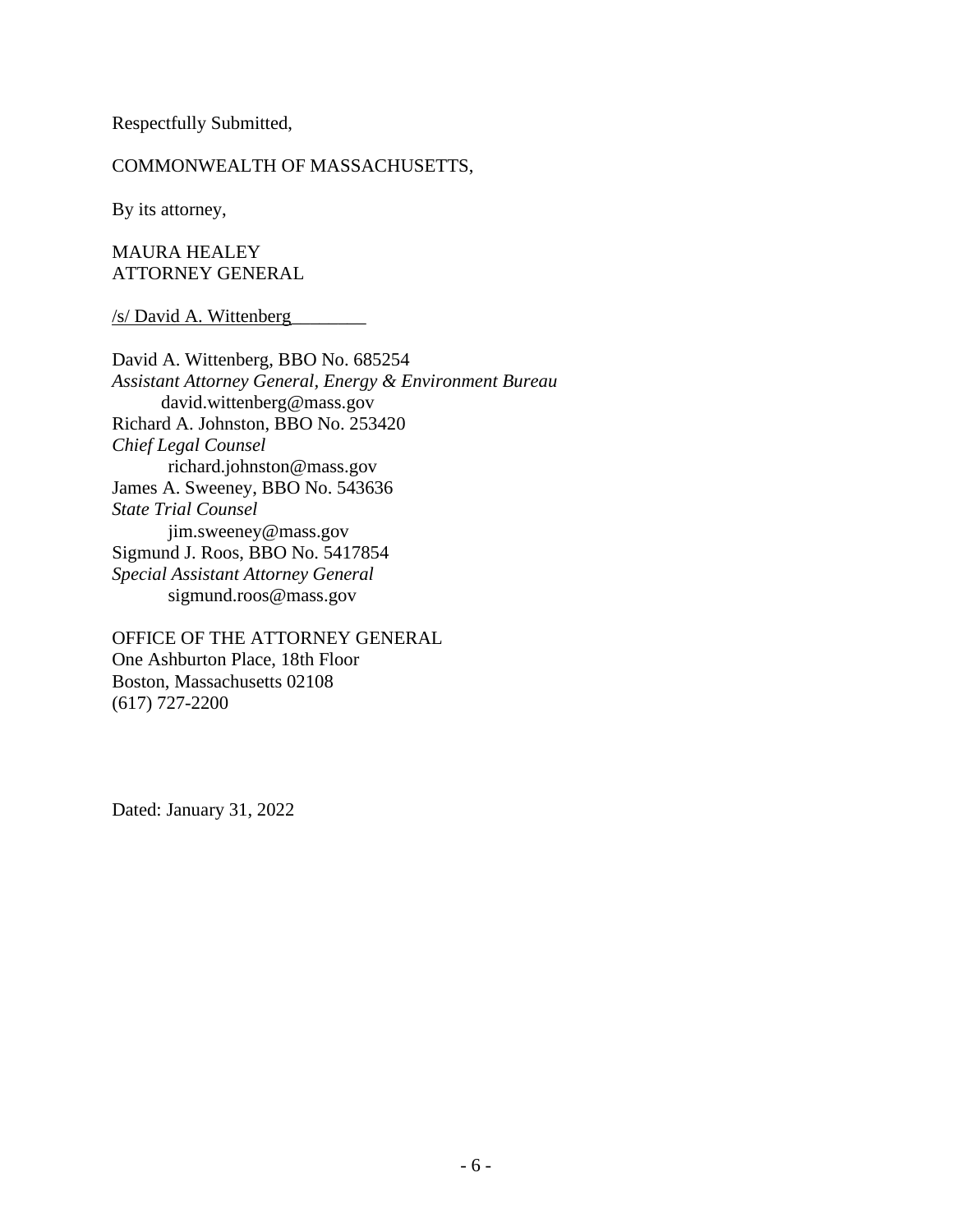Respectfully Submitted,

COMMONWEALTH OF MASSACHUSETTS,

By its attorney,

MAURA HEALEY
ATTORNEY GENERAL

/s/ David A. Wittenberg

David A. Wittenberg, BBO No. 685254
*Assistant Attorney General, Energy & Environment Bureau*
david.wittenberg@mass.gov
Richard A. Johnston, BBO No. 253420
*Chief Legal Counsel*
richard.johnston@mass.gov
James A. Sweeney, BBO No. 543636
*State Trial Counsel*
jim.sweeney@mass.gov
Sigmund J. Roos, BBO No. 5417854
*Special Assistant Attorney General*
sigmund.roos@mass.gov

OFFICE OF THE ATTORNEY GENERAL
One Ashburton Place, 18th Floor
Boston, Massachusetts 02108
(617) 727-2200

Dated: January 31, 2022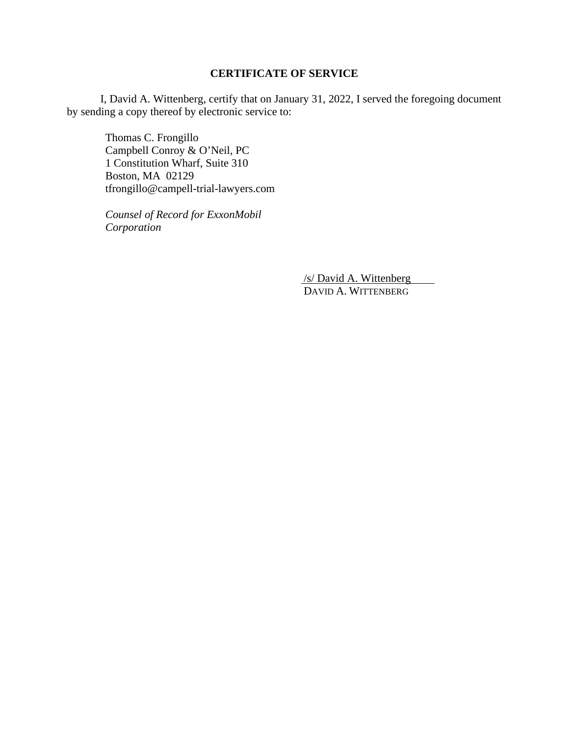**CERTIFICATE OF SERVICE**

I, David A. Wittenberg, certify that on January 31, 2022, I served the foregoing document by sending a copy thereof by electronic service to:

Thomas C. Frongillo
Campbell Conroy & O'Neil, PC
1 Constitution Wharf, Suite 310
Boston, MA 02129
tfrongillo@campell-trial-lawyers.com

*Counsel of Record for ExxonMobil Corporation*

/s/ David A. Wittenberg
DAVID A. WITTENBERG